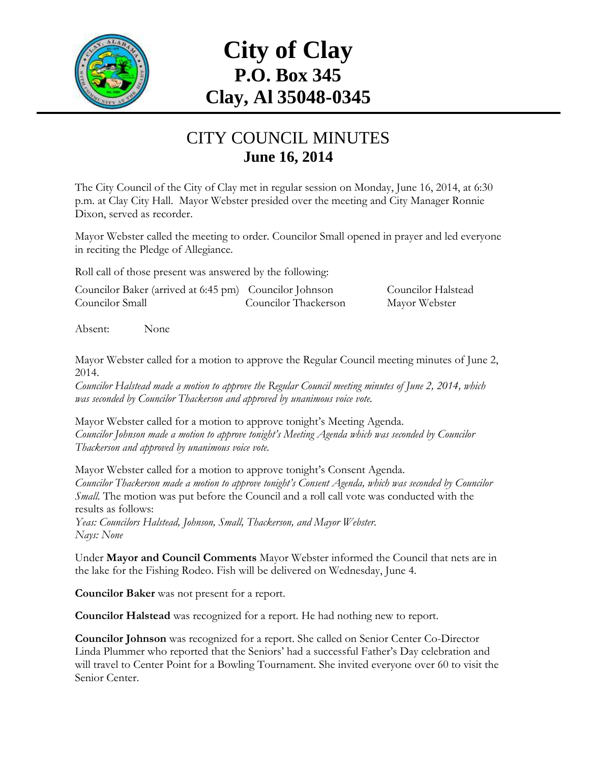# City of Clay
## P.O. Box 345
## Clay, Al 35048-0345

## CITY COUNCIL MINUTES
### June 16, 2014

The City Council of the City of Clay met in regular session on Monday, June 16, 2014, at 6:30 p.m. at Clay City Hall. Mayor Webster presided over the meeting and City Manager Ronnie Dixon, served as recorder.

Mayor Webster called the meeting to order. Councilor Small opened in prayer and led everyone in reciting the Pledge of Allegiance.

Roll call of those present was answered by the following:

| | | |
|---|---|---|
| Councilor Baker (arrived at 6:45 pm) | Councilor Johnson | Councilor Halstead |
| Councilor Small | Councilor Thackerson | Mayor Webster |

Absent: None

Mayor Webster called for a motion to approve the Regular Council meeting minutes of June 2, 2014.
*Councilor Halstead made a motion to approve the Regular Council meeting minutes of June 2, 2014, which was seconded by Councilor Thackerson and approved by unanimous voice vote.*

Mayor Webster called for a motion to approve tonight's Meeting Agenda.
*Councilor Johnson made a motion to approve tonight's Meeting Agenda which was seconded by Councilor Thackerson and approved by unanimous voice vote.*

Mayor Webster called for a motion to approve tonight's Consent Agenda.
*Councilor Thackerson made a motion to approve tonight's Consent Agenda, which was seconded by Councilor Small.* The motion was put before the Council and a roll call vote was conducted with the results as follows:
*Yeas: Councilors Halstead, Johnson, Small, Thackerson, and Mayor Webster.*
*Nays: None*

Under **Mayor and Council Comments** Mayor Webster informed the Council that nets are in the lake for the Fishing Rodeo. Fish will be delivered on Wednesday, June 4.

**Councilor Baker** was not present for a report.

**Councilor Halstead** was recognized for a report. He had nothing new to report.

**Councilor Johnson** was recognized for a report. She called on Senior Center Co-Director Linda Plummer who reported that the Seniors' had a successful Father's Day celebration and will travel to Center Point for a Bowling Tournament. She invited everyone over 60 to visit the Senior Center.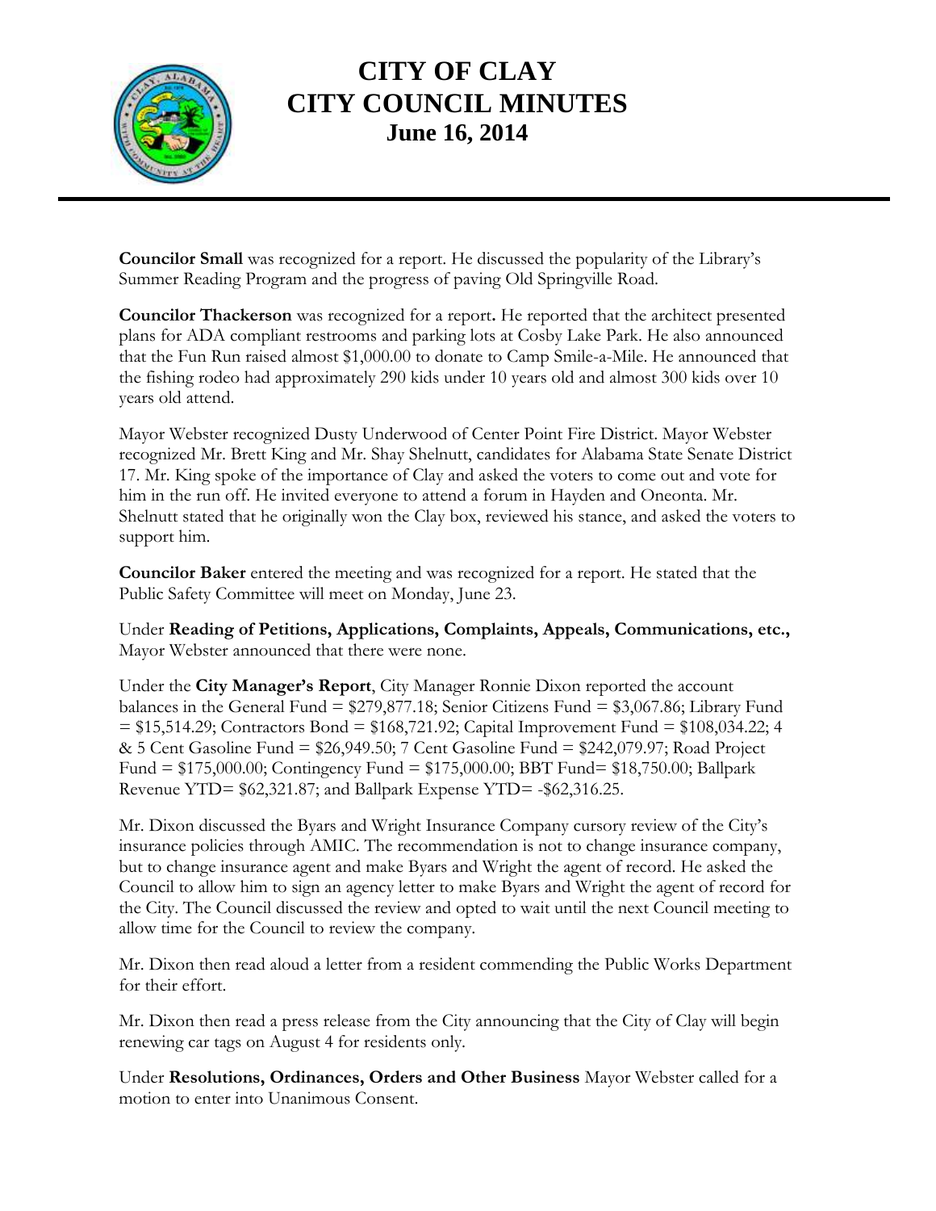# CITY OF CLAY
# CITY COUNCIL MINUTES
## June 16, 2014

**Councilor Small** was recognized for a report. He discussed the popularity of the Library's Summer Reading Program and the progress of paving Old Springville Road.

**Councilor Thackerson** was recognized for a report**.** He reported that the architect presented plans for ADA compliant restrooms and parking lots at Cosby Lake Park. He also announced that the Fun Run raised almost $1,000.00 to donate to Camp Smile-a-Mile. He announced that the fishing rodeo had approximately 290 kids under 10 years old and almost 300 kids over 10 years old attend.

Mayor Webster recognized Dusty Underwood of Center Point Fire District. Mayor Webster recognized Mr. Brett King and Mr. Shay Shelnutt, candidates for Alabama State Senate District 17. Mr. King spoke of the importance of Clay and asked the voters to come out and vote for him in the run off. He invited everyone to attend a forum in Hayden and Oneonta. Mr. Shelnutt stated that he originally won the Clay box, reviewed his stance, and asked the voters to support him.

**Councilor Baker** entered the meeting and was recognized for a report. He stated that the Public Safety Committee will meet on Monday, June 23.

Under **Reading of Petitions, Applications, Complaints, Appeals, Communications, etc.,** Mayor Webster announced that there were none.

Under the **City Manager's Report**, City Manager Ronnie Dixon reported the account balances in the General Fund = $279,877.18; Senior Citizens Fund = $3,067.86; Library Fund = $15,514.29; Contractors Bond = $168,721.92; Capital Improvement Fund = $108,034.22; 4 & 5 Cent Gasoline Fund = $26,949.50; 7 Cent Gasoline Fund = $242,079.97; Road Project Fund = $175,000.00; Contingency Fund = $175,000.00; BBT Fund= $18,750.00; Ballpark Revenue YTD= $62,321.87; and Ballpark Expense YTD= -$62,316.25.

Mr. Dixon discussed the Byars and Wright Insurance Company cursory review of the City's insurance policies through AMIC. The recommendation is not to change insurance company, but to change insurance agent and make Byars and Wright the agent of record. He asked the Council to allow him to sign an agency letter to make Byars and Wright the agent of record for the City. The Council discussed the review and opted to wait until the next Council meeting to allow time for the Council to review the company.

Mr. Dixon then read aloud a letter from a resident commending the Public Works Department for their effort.

Mr. Dixon then read a press release from the City announcing that the City of Clay will begin renewing car tags on August 4 for residents only.

Under **Resolutions, Ordinances, Orders and Other Business** Mayor Webster called for a motion to enter into Unanimous Consent.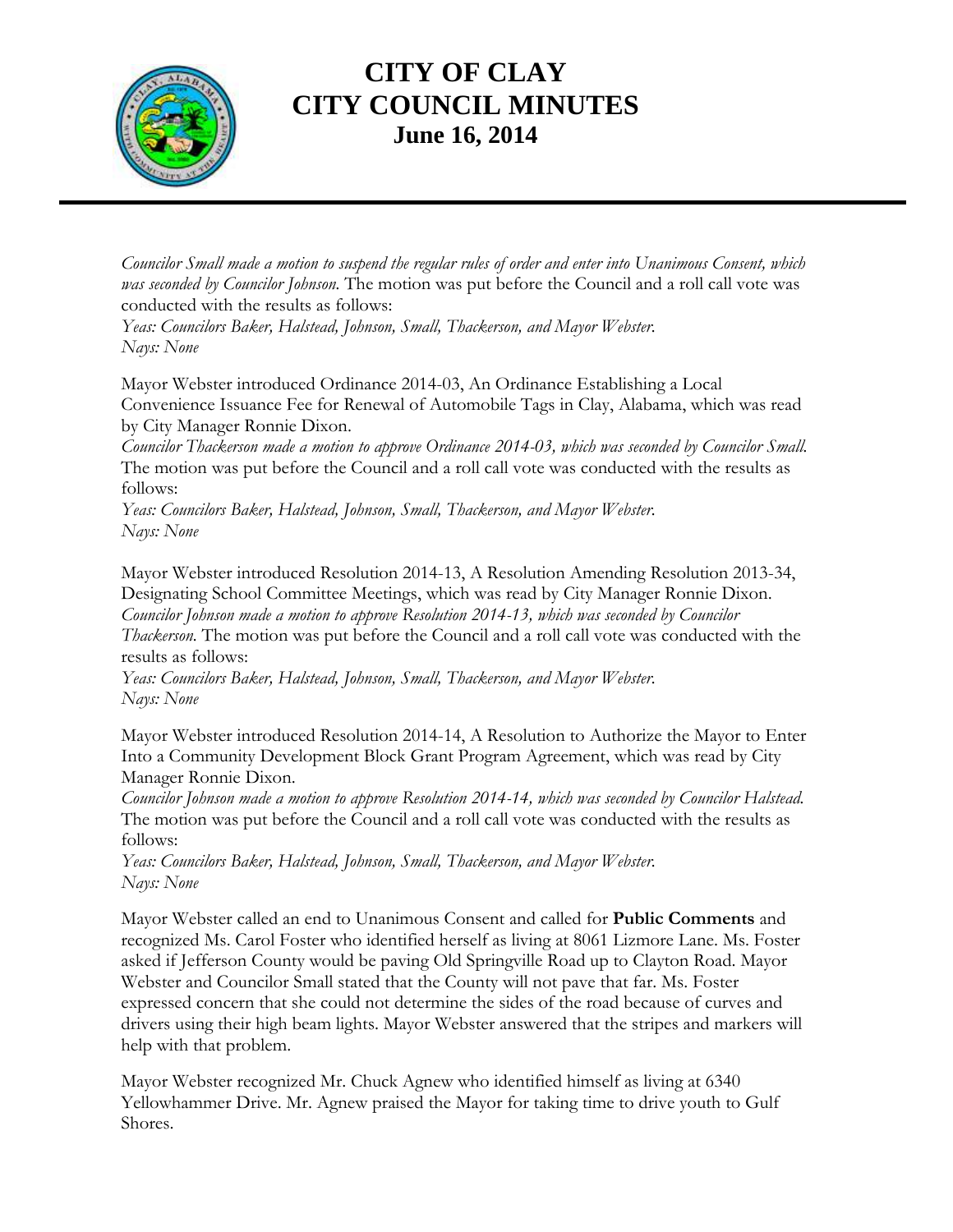# CITY OF CLAY
# CITY COUNCIL MINUTES
## June 16, 2014

*Councilor Small made a motion to suspend the regular rules of order and enter into Unanimous Consent, which was seconded by Councilor Johnson.* The motion was put before the Council and a roll call vote was conducted with the results as follows:
*Yeas: Councilors Baker, Halstead, Johnson, Small, Thackerson, and Mayor Webster.*
*Nays: None*

Mayor Webster introduced Ordinance 2014-03, An Ordinance Establishing a Local Convenience Issuance Fee for Renewal of Automobile Tags in Clay, Alabama, which was read by City Manager Ronnie Dixon.
*Councilor Thackerson made a motion to approve Ordinance 2014-03, which was seconded by Councilor Small.* The motion was put before the Council and a roll call vote was conducted with the results as follows:
*Yeas: Councilors Baker, Halstead, Johnson, Small, Thackerson, and Mayor Webster.*
*Nays: None*

Mayor Webster introduced Resolution 2014-13, A Resolution Amending Resolution 2013-34, Designating School Committee Meetings, which was read by City Manager Ronnie Dixon.
*Councilor Johnson made a motion to approve Resolution 2014-13, which was seconded by Councilor Thackerson.* The motion was put before the Council and a roll call vote was conducted with the results as follows:
*Yeas: Councilors Baker, Halstead, Johnson, Small, Thackerson, and Mayor Webster.*
*Nays: None*

Mayor Webster introduced Resolution 2014-14, A Resolution to Authorize the Mayor to Enter Into a Community Development Block Grant Program Agreement, which was read by City Manager Ronnie Dixon.
*Councilor Johnson made a motion to approve Resolution 2014-14, which was seconded by Councilor Halstead.* The motion was put before the Council and a roll call vote was conducted with the results as follows:
*Yeas: Councilors Baker, Halstead, Johnson, Small, Thackerson, and Mayor Webster.*
*Nays: None*

Mayor Webster called an end to Unanimous Consent and called for **Public Comments** and recognized Ms. Carol Foster who identified herself as living at 8061 Lizmore Lane. Ms. Foster asked if Jefferson County would be paving Old Springville Road up to Clayton Road. Mayor Webster and Councilor Small stated that the County will not pave that far. Ms. Foster expressed concern that she could not determine the sides of the road because of curves and drivers using their high beam lights. Mayor Webster answered that the stripes and markers will help with that problem.

Mayor Webster recognized Mr. Chuck Agnew who identified himself as living at 6340 Yellowhammer Drive. Mr. Agnew praised the Mayor for taking time to drive youth to Gulf Shores.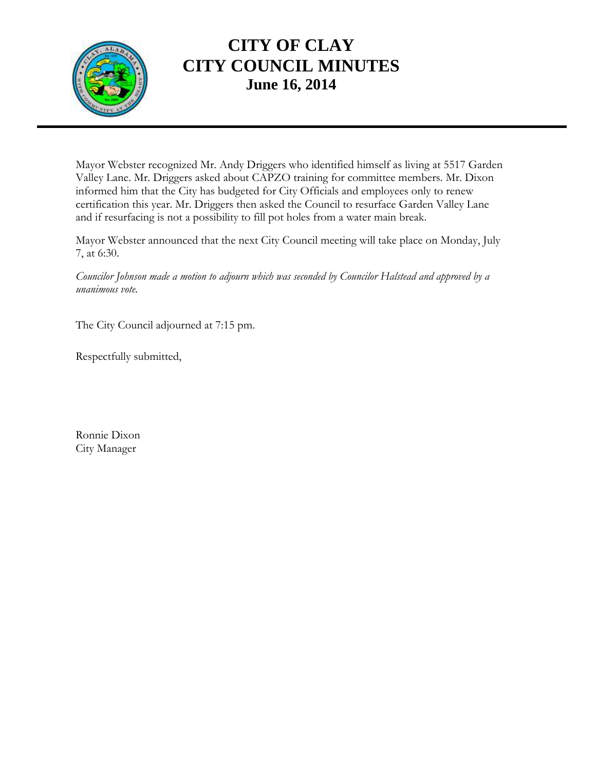# CITY OF CLAY
# CITY COUNCIL MINUTES
## June 16, 2014

Mayor Webster recognized Mr. Andy Driggers who identified himself as living at 5517 Garden Valley Lane. Mr. Driggers asked about CAPZO training for committee members. Mr. Dixon informed him that the City has budgeted for City Officials and employees only to renew certification this year. Mr. Driggers then asked the Council to resurface Garden Valley Lane and if resurfacing is not a possibility to fill pot holes from a water main break.

Mayor Webster announced that the next City Council meeting will take place on Monday, July 7, at 6:30.

*Councilor Johnson made a motion to adjourn which was seconded by Councilor Halstead and approved by a unanimous vote.*

The City Council adjourned at 7:15 pm.

Respectfully submitted,

Ronnie Dixon
City Manager